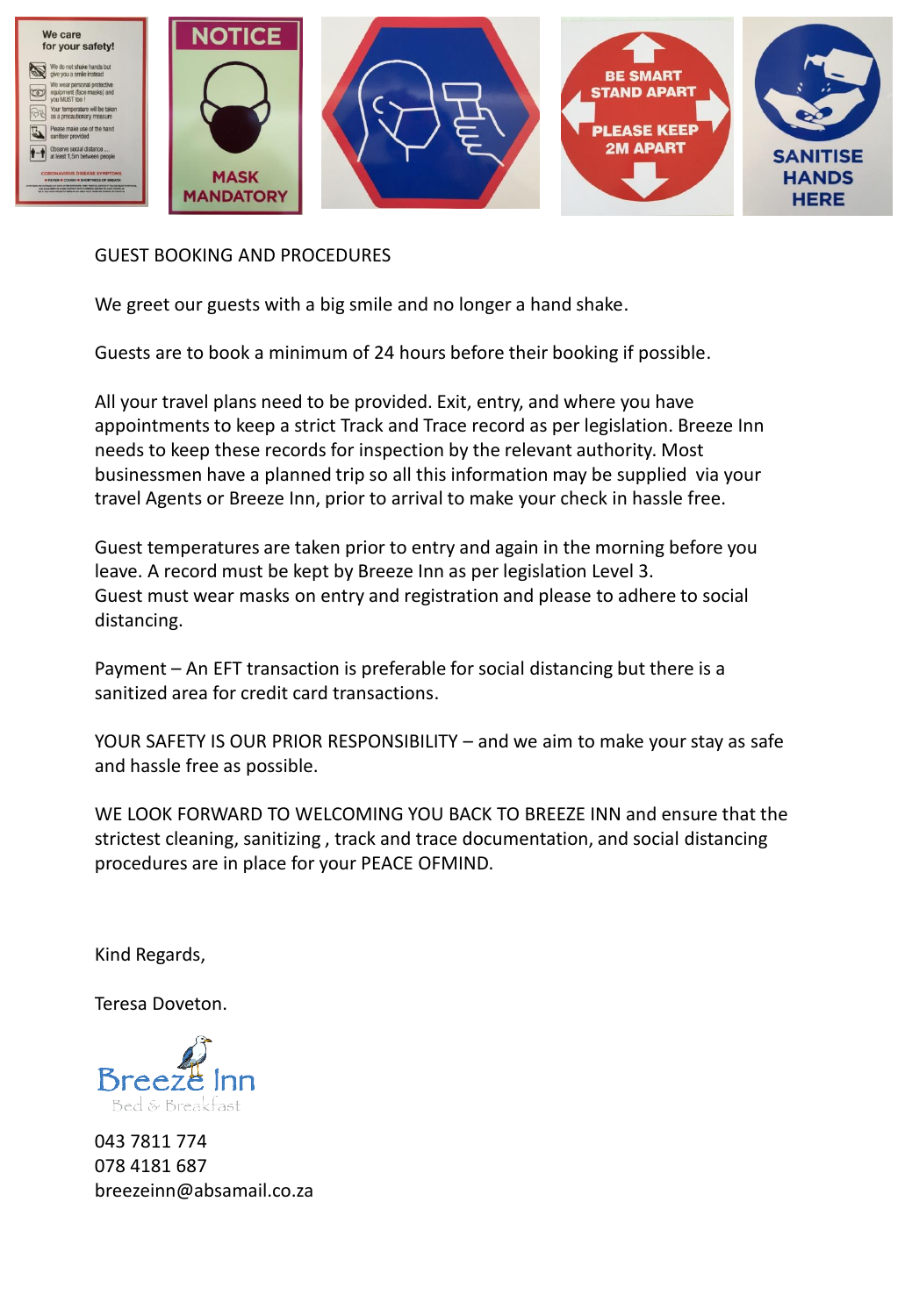GUEST BOOKING AND PROCEDURES

We greet our guests with a big smile and no longer a hand shake.

Guests are to book a minimum of 24 hours before their booking if possible.

All your travel plans need to be provided. Exit, entry, and where you have appointments to keep a strict Track and Trace record as per legislation. Breeze Inn needs to keep these records for inspection by the relevant authority. Most businessmen have a planned trip so all this information may be supplied via your travel Agents or Breeze Inn, prior to arrival to make your check in hassle free.

Guest temperatures are taken prior to entry and again in the morning before you leave. A record must be kept by Breeze Inn as per legislation Level 3.
Guest must wear masks on entry and registration and please to adhere to social distancing.

Payment – An EFT transaction is preferable for social distancing but there is a sanitized area for credit card transactions.

YOUR SAFETY IS OUR PRIOR RESPONSIBILITY – and we aim to make your stay as safe and hassle free as possible.

WE LOOK FORWARD TO WELCOMING YOU BACK TO BREEZE INN and ensure that the strictest cleaning, sanitizing , track and trace documentation, and social distancing procedures are in place for your PEACE OFMIND.

Kind Regards,

Teresa Doveton.

Breeze Inn
Bed & Breakfast

043 7811 774
078 4181 687
breezeinn@absamail.co.za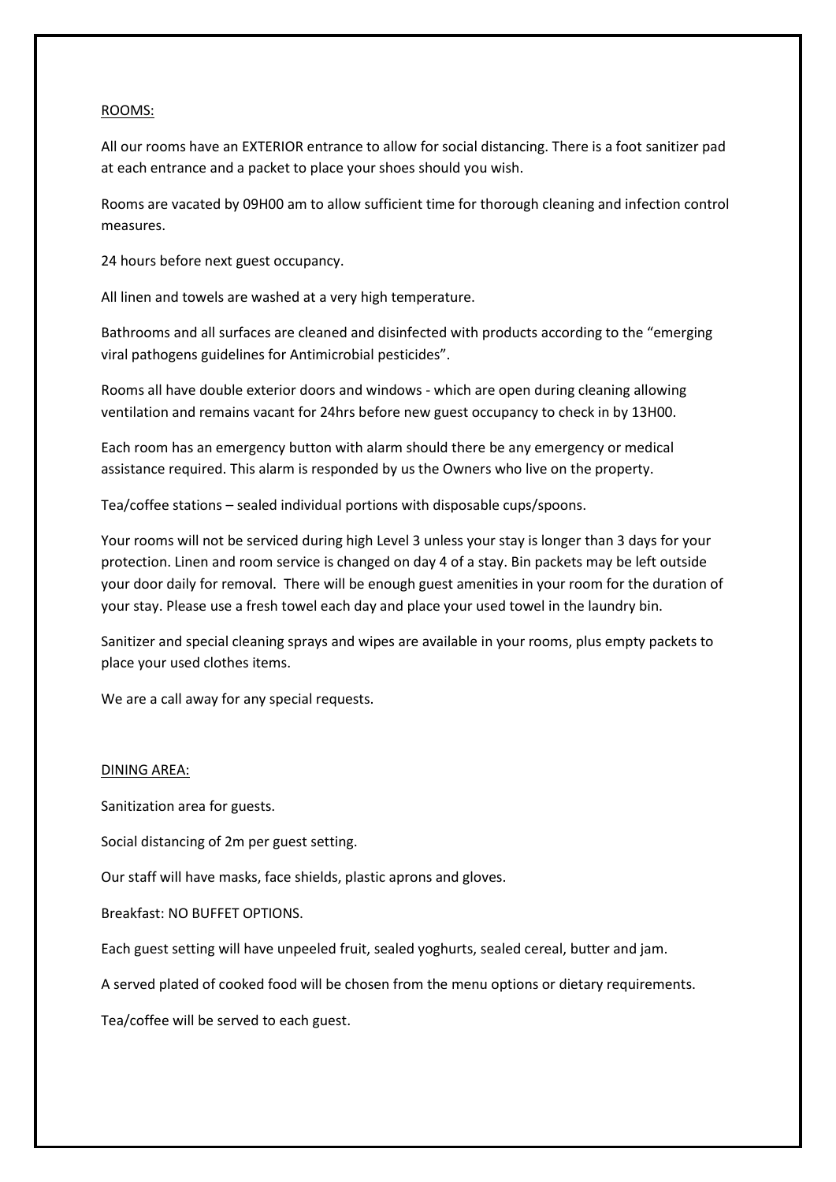## ROOMS:

All our rooms have an EXTERIOR entrance to allow for social distancing. There is a foot sanitizer pad at each entrance and a packet to place your shoes should you wish.

Rooms are vacated by 09H00 am to allow sufficient time for thorough cleaning and infection control measures.

24 hours before next guest occupancy.

All linen and towels are washed at a very high temperature.

Bathrooms and all surfaces are cleaned and disinfected with products according to the "emerging viral pathogens guidelines for Antimicrobial pesticides".

Rooms all have double exterior doors and windows - which are open during cleaning allowing ventilation and remains vacant for 24hrs before new guest occupancy to check in by 13H00.

Each room has an emergency button with alarm should there be any emergency or medical assistance required. This alarm is responded by us the Owners who live on the property.

Tea/coffee stations – sealed individual portions with disposable cups/spoons.

Your rooms will not be serviced during high Level 3 unless your stay is longer than 3 days for your protection. Linen and room service is changed on day 4 of a stay. Bin packets may be left outside your door daily for removal. There will be enough guest amenities in your room for the duration of your stay. Please use a fresh towel each day and place your used towel in the laundry bin.

Sanitizer and special cleaning sprays and wipes are available in your rooms, plus empty packets to place your used clothes items.

We are a call away for any special requests.

## DINING AREA:

Sanitization area for guests.

Social distancing of 2m per guest setting.

Our staff will have masks, face shields, plastic aprons and gloves.

Breakfast: NO BUFFET OPTIONS.

Each guest setting will have unpeeled fruit, sealed yoghurts, sealed cereal, butter and jam.

A served plated of cooked food will be chosen from the menu options or dietary requirements.

Tea/coffee will be served to each guest.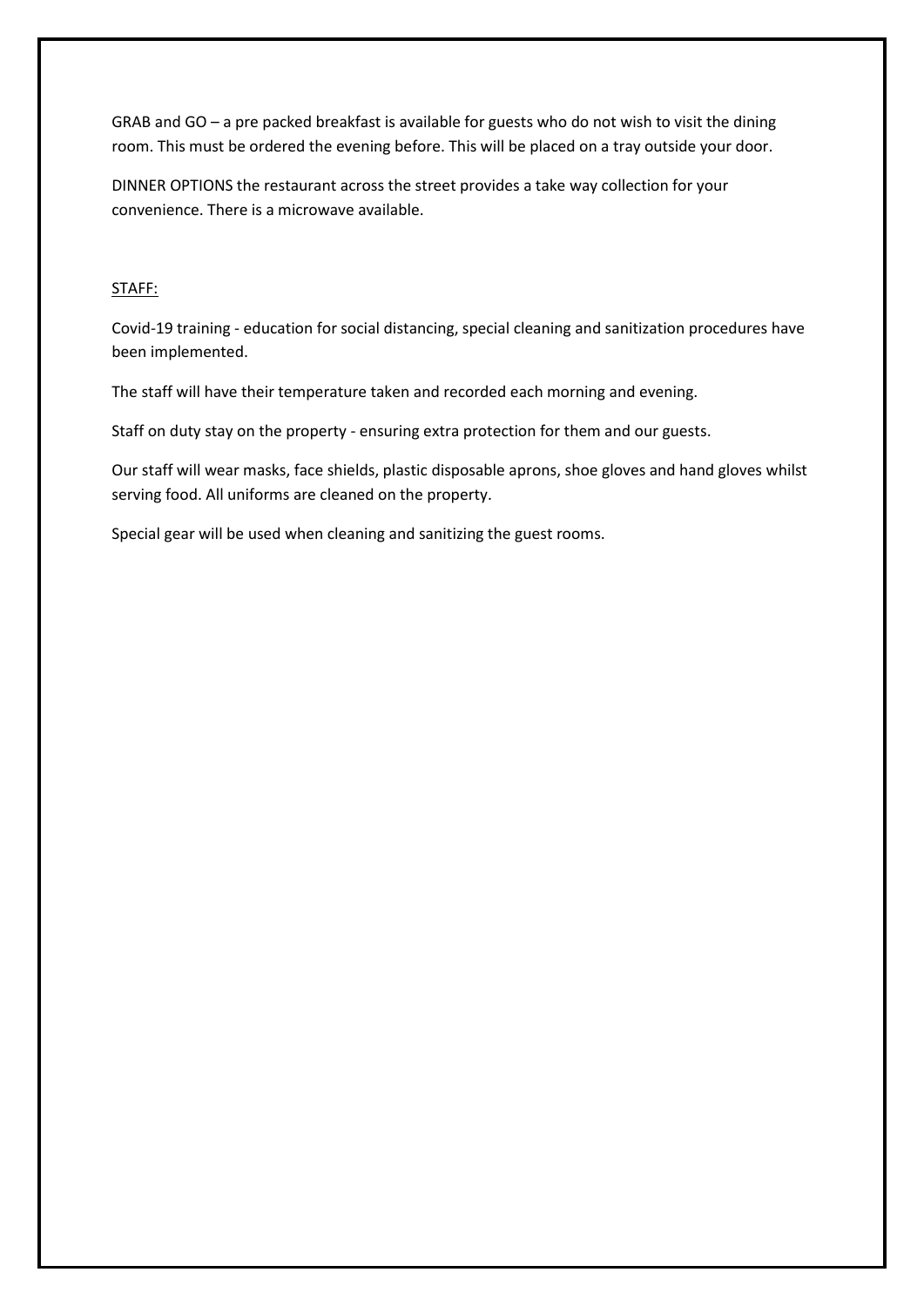GRAB and GO – a pre packed breakfast is available for guests who do not wish to visit the dining room. This must be ordered the evening before. This will be placed on a tray outside your door.

DINNER OPTIONS the restaurant across the street provides a take way collection for your convenience. There is a microwave available.

<u>STAFF:</u>

Covid-19 training - education for social distancing, special cleaning and sanitization procedures have been implemented.

The staff will have their temperature taken and recorded each morning and evening.

Staff on duty stay on the property - ensuring extra protection for them and our guests.

Our staff will wear masks, face shields, plastic disposable aprons, shoe gloves and hand gloves whilst serving food. All uniforms are cleaned on the property.

Special gear will be used when cleaning and sanitizing the guest rooms.